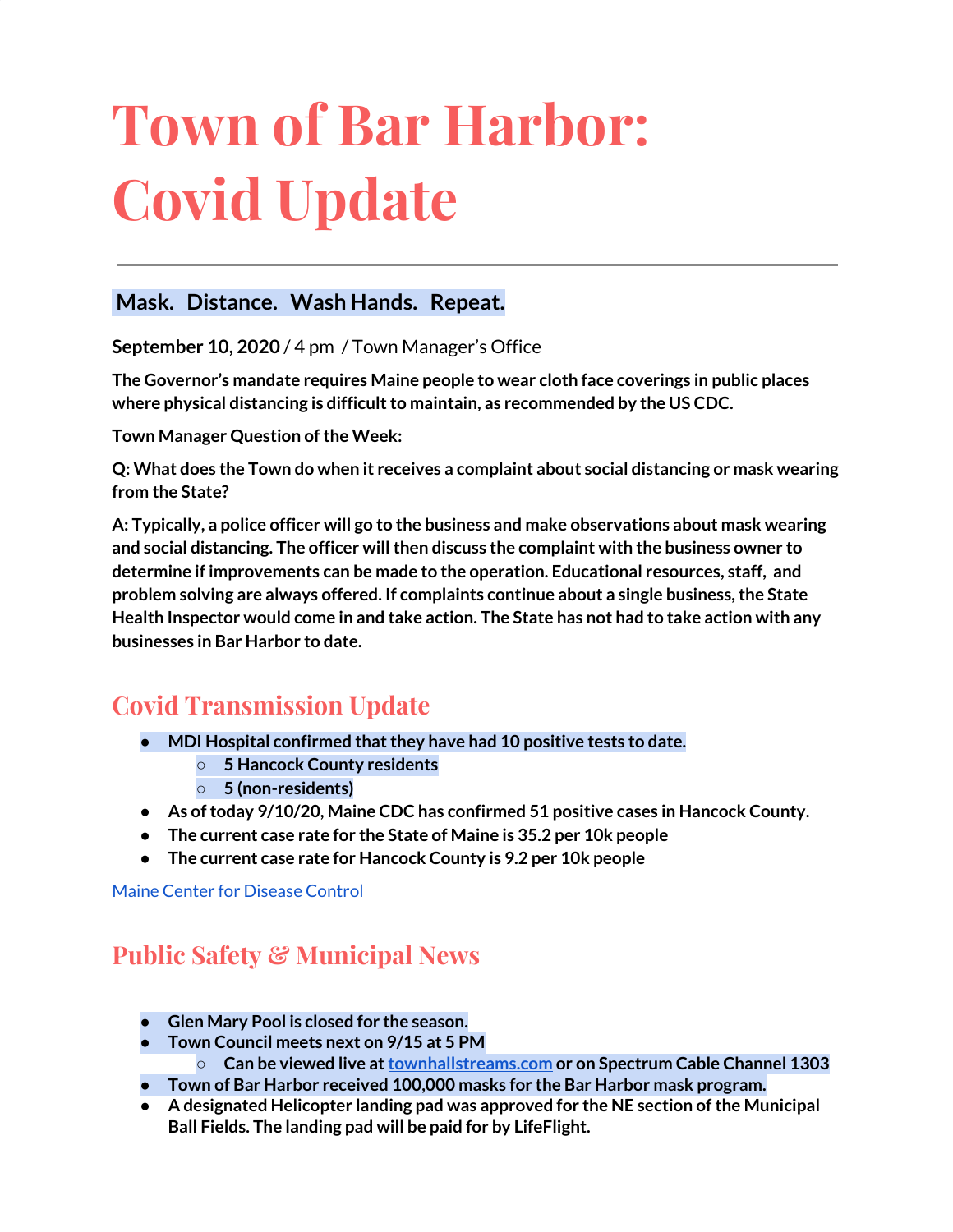# Town of Bar Harbor: Covid Update

---

**Mask. Distance. Wash Hands. Repeat.**

**September 10, 2020** / 4 pm / Town Manager's Office

**The Governor's mandate requires Maine people to wear cloth face coverings in public places where physical distancing is difficult to maintain, as recommended by the US CDC.**

**Town Manager Question of the Week:**

**Q: What does the Town do when it receives a complaint about social distancing or mask wearing from the State?**

**A: Typically, a police officer will go to the business and make observations about mask wearing and social distancing. The officer will then discuss the complaint with the business owner to determine if improvements can be made to the operation. Educational resources, staff, and problem solving are always offered. If complaints continue about a single business, the State Health Inspector would come in and take action. The State has not had to take action with any businesses in Bar Harbor to date.**

## Covid Transmission Update

- **MDI Hospital confirmed that they have had 10 positive tests to date.**
  - **5 Hancock County residents**
  - **5 (non-residents)**
- **As of today 9/10/20, Maine CDC has confirmed 51 positive cases in Hancock County.**
- **The current case rate for the State of Maine is 35.2 per 10k people**
- **The current case rate for Hancock County is 9.2 per 10k people**

[Maine Center for Disease Control]

## Public Safety & Municipal News

- **Glen Mary Pool is closed for the season.**
- **Town Council meets next on 9/15 at 5 PM**
  - **Can be viewed live at [townhallstreams.com] or on Spectrum Cable Channel 1303**
- **Town of Bar Harbor received 100,000 masks for the Bar Harbor mask program.**
- **A designated Helicopter landing pad was approved for the NE section of the Municipal Ball Fields. The landing pad will be paid for by LifeFlight.**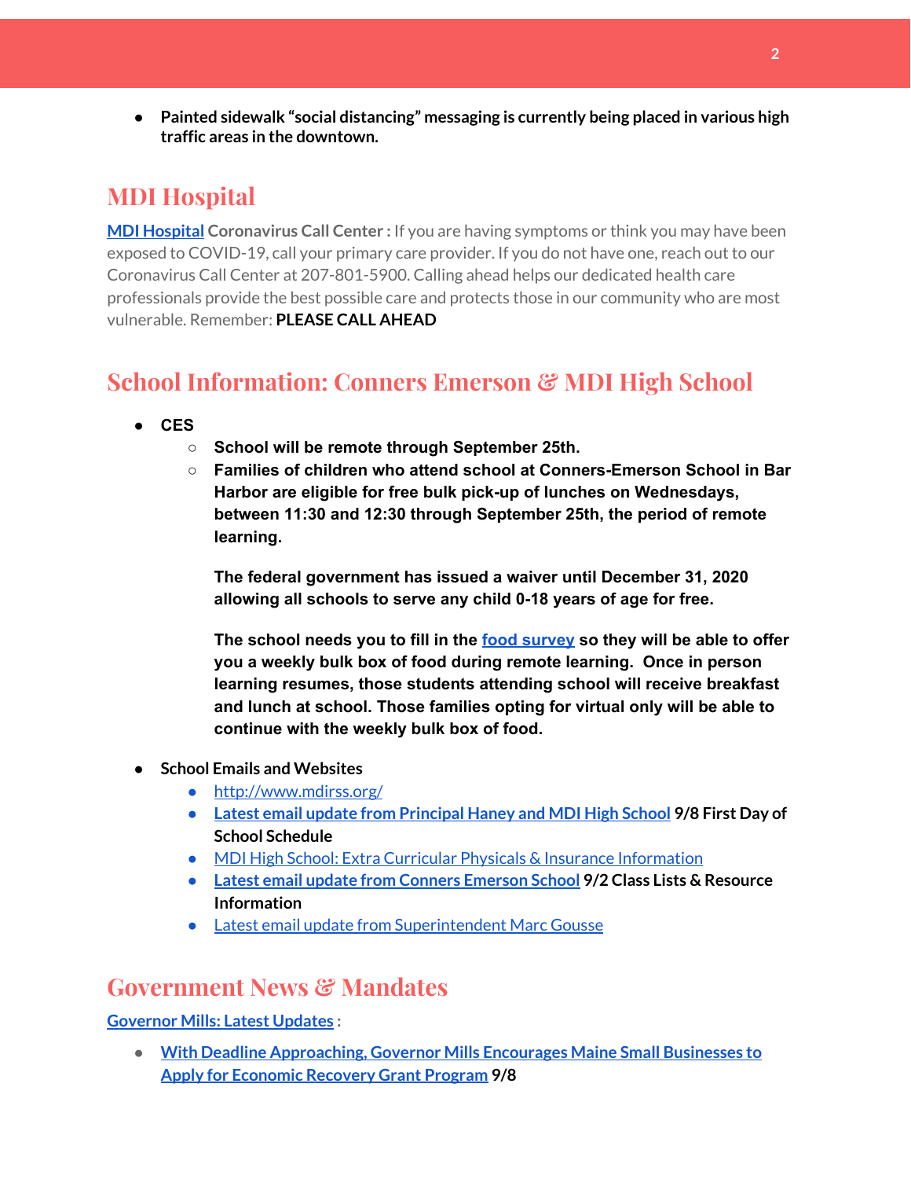- **Painted sidewalk "social distancing" messaging is currently being placed in various high traffic areas in the downtown.**

## MDI Hospital

**MDI Hospital Coronavirus Call Center :** If you are having symptoms or think you may have been exposed to COVID-19, call your primary care provider. If you do not have one, reach out to our Coronavirus Call Center at 207-801-5900. Calling ahead helps our dedicated health care professionals provide the best possible care and protects those in our community who are most vulnerable. Remember: **PLEASE CALL AHEAD**

## School Information: Conners Emerson & MDI High School

- **CES**
  - **School will be remote through September 25th.**
  - **Families of children who attend school at Conners-Emerson School in Bar Harbor are eligible for free bulk pick-up of lunches on Wednesdays, between 11:30 and 12:30 through September 25th, the period of remote learning.**

    **The federal government has issued a waiver until December 31, 2020 allowing all schools to serve any child 0-18 years of age for free.**

    **The school needs you to fill in the food survey so they will be able to offer you a weekly bulk box of food during remote learning. Once in person learning resumes, those students attending school will receive breakfast and lunch at school. Those families opting for virtual only will be able to continue with the weekly bulk box of food.**

- School Emails and Websites
  - http://www.mdirss.org/
  - **Latest email update from Principal Haney and MDI High School 9/8 First Day of School Schedule**
  - MDI High School: Extra Curricular Physicals & Insurance Information
  - **Latest email update from Conners Emerson School 9/2 Class Lists & Resource Information**
  - Latest email update from Superintendent Marc Gousse

## Government News & Mandates

**Governor Mills: Latest Updates :**

- **With Deadline Approaching, Governor Mills Encourages Maine Small Businesses to Apply for Economic Recovery Grant Program 9/8**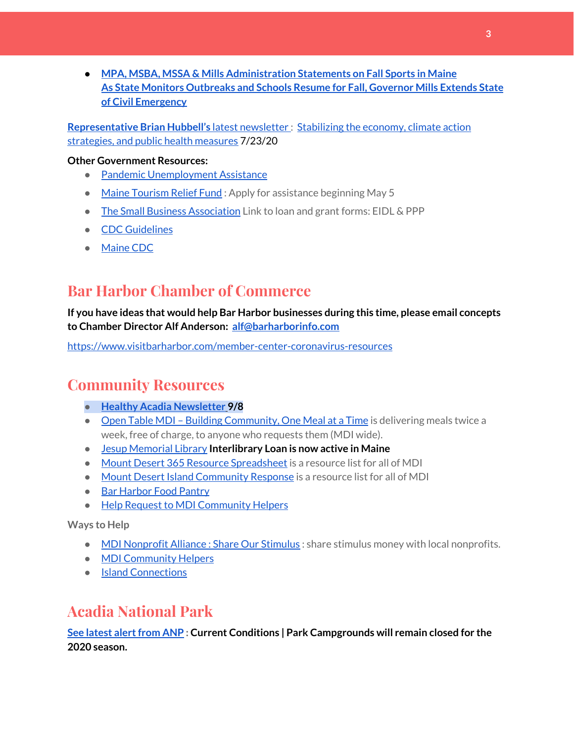- **MPA, MSBA, MSSA & Mills Administration Statements on Fall Sports in Maine**
  **As State Monitors Outbreaks and Schools Resume for Fall, Governor Mills Extends State of Civil Emergency**

**Representative Brian Hubbell's** latest newsletter : Stabilizing the economy, climate action strategies, and public health measures 7/23/20

**Other Government Resources:**

- Pandemic Unemployment Assistance
- Maine Tourism Relief Fund : Apply for assistance beginning May 5
- The Small Business Association Link to loan and grant forms: EIDL & PPP
- CDC Guidelines
- Maine CDC

## Bar Harbor Chamber of Commerce

**If you have ideas that would help Bar Harbor businesses during this time, please email concepts to Chamber Director Alf Anderson: alf@barharborinfo.com**

https://www.visitbarharbor.com/member-center-coronavirus-resources

## Community Resources

- **Healthy Acadia Newsletter 9/8**
- Open Table MDI – Building Community, One Meal at a Time is delivering meals twice a week, free of charge, to anyone who requests them (MDI wide).
- Jesup Memorial Library **Interlibrary Loan is now active in Maine**
- Mount Desert 365 Resource Spreadsheet is a resource list for all of MDI
- Mount Desert Island Community Response is a resource list for all of MDI
- Bar Harbor Food Pantry
- Help Request to MDI Community Helpers

Ways to Help

- MDI Nonprofit Alliance : Share Our Stimulus : share stimulus money with local nonprofits.
- MDI Community Helpers
- Island Connections

## Acadia National Park

**See latest alert from ANP : Current Conditions | Park Campgrounds will remain closed for the 2020 season.**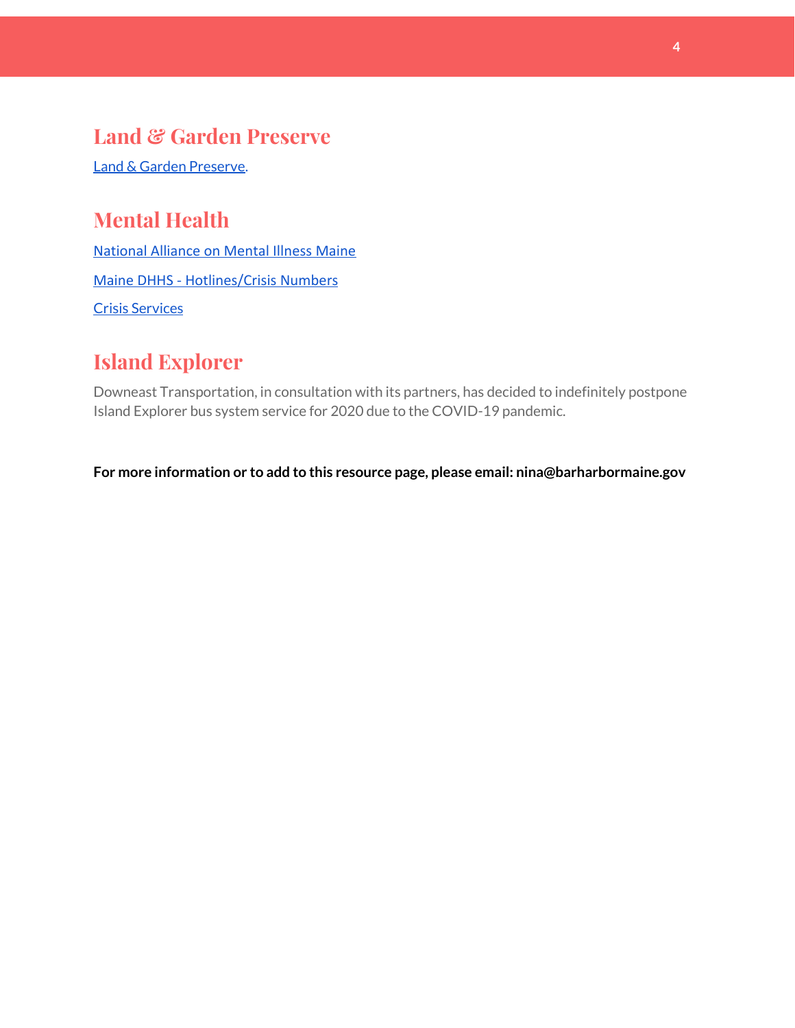## Land & Garden Preserve

Land & Garden Preserve.

## Mental Health

National Alliance on Mental Illness Maine

Maine DHHS - Hotlines/Crisis Numbers

Crisis Services

## Island Explorer

Downeast Transportation, in consultation with its partners, has decided to indefinitely postpone Island Explorer bus system service for 2020 due to the COVID-19 pandemic.

**For more information or to add to this resource page, please email: nina@barharbormaine.gov**